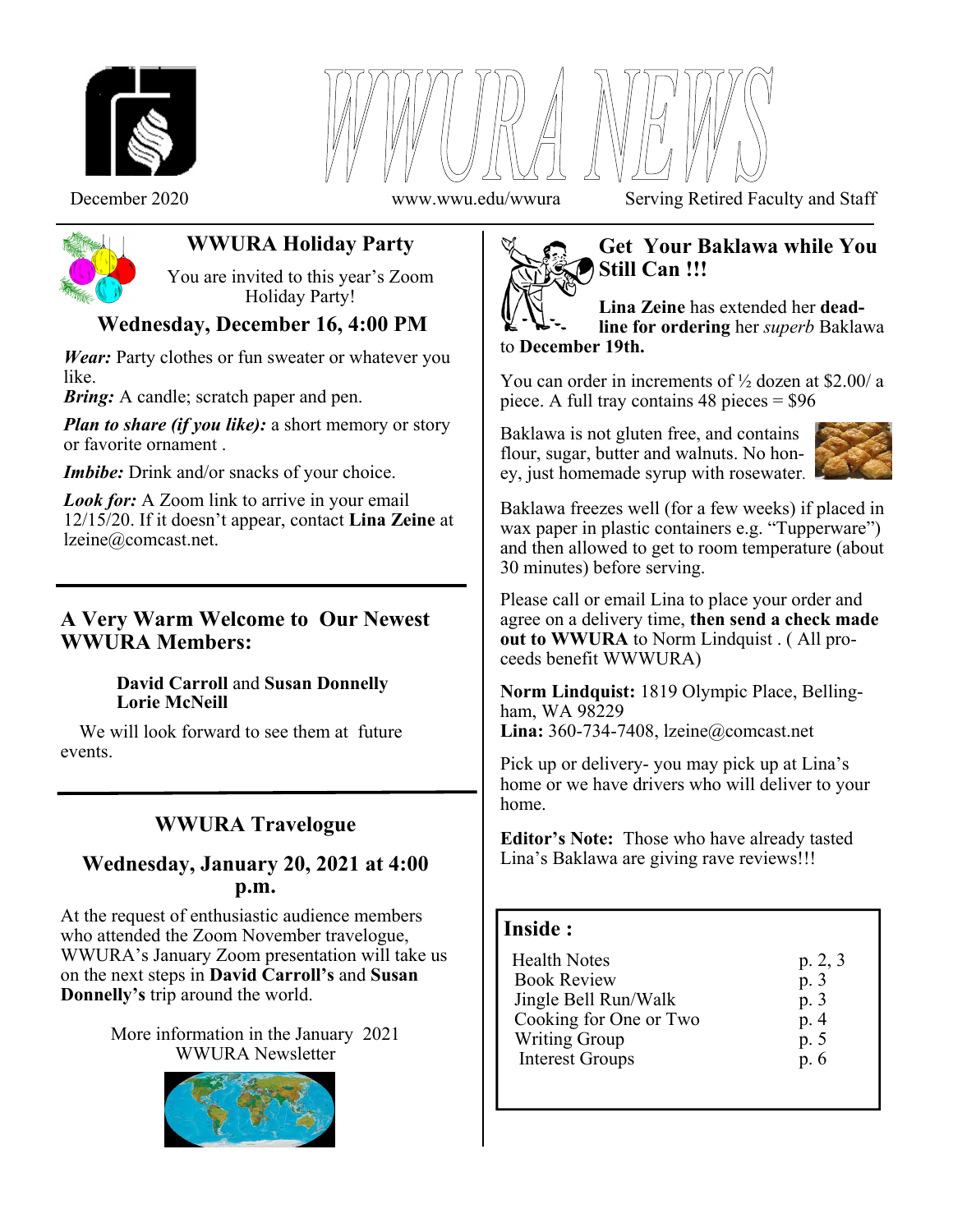# WWURA NEWS

December 2020 | www.wwu.edu/wwura | Serving Retired Faculty and Staff

## WWURA Holiday Party

You are invited to this year's Zoom Holiday Party!

### Wednesday, December 16, 4:00 PM

***Wear:*** Party clothes or fun sweater or whatever you like.
***Bring:*** A candle; scratch paper and pen.

***Plan to share (if you like):*** a short memory or story or favorite ornament .

***Imbibe:*** Drink and/or snacks of your choice.

***Look for:*** A Zoom link to arrive in your email 12/15/20. If it doesn't appear, contact **Lina Zeine** at lzeine@comcast.net.

## A Very Warm Welcome to Our Newest WWURA Members:

**David Carroll** and **Susan Donnelly**
**Lorie McNeill**

We will look forward to see them at future events.

## WWURA Travelogue

### Wednesday, January 20, 2021 at 4:00 p.m.

At the request of enthusiastic audience members who attended the Zoom November travelogue, WWURA's January Zoom presentation will take us on the next steps in **David Carroll's** and **Susan Donnelly's** trip around the world.

More information in the January 2021 WWURA Newsletter

## Get Your Baklawa while You Still Can !!!

**Lina Zeine** has extended her **deadline for ordering** her *superb* Baklawa to **December 19th.**

You can order in increments of ½ dozen at $2.00/ a piece. A full tray contains 48 pieces = $96

Baklawa is not gluten free, and contains flour, sugar, butter and walnuts. No honey, just homemade syrup with rosewater.

Baklawa freezes well (for a few weeks) if placed in wax paper in plastic containers e.g. "Tupperware") and then allowed to get to room temperature (about 30 minutes) before serving.

Please call or email Lina to place your order and agree on a delivery time, **then send a check made out to WWURA** to Norm Lindquist . ( All proceeds benefit WWWURA)

**Norm Lindquist:** 1819 Olympic Place, Bellingham, WA 98229
**Lina:** 360-734-7408, lzeine@comcast.net

Pick up or delivery- you may pick up at Lina's home or we have drivers who will deliver to your home.

**Editor's Note:** Those who have already tasted Lina's Baklawa are giving rave reviews!!!

## Inside :

| | |
|---|---|
| Health Notes | p. 2, 3 |
| Book Review | p. 3 |
| Jingle Bell Run/Walk | p. 3 |
| Cooking for One or Two | p. 4 |
| Writing Group | p. 5 |
| Interest Groups | p. 6 |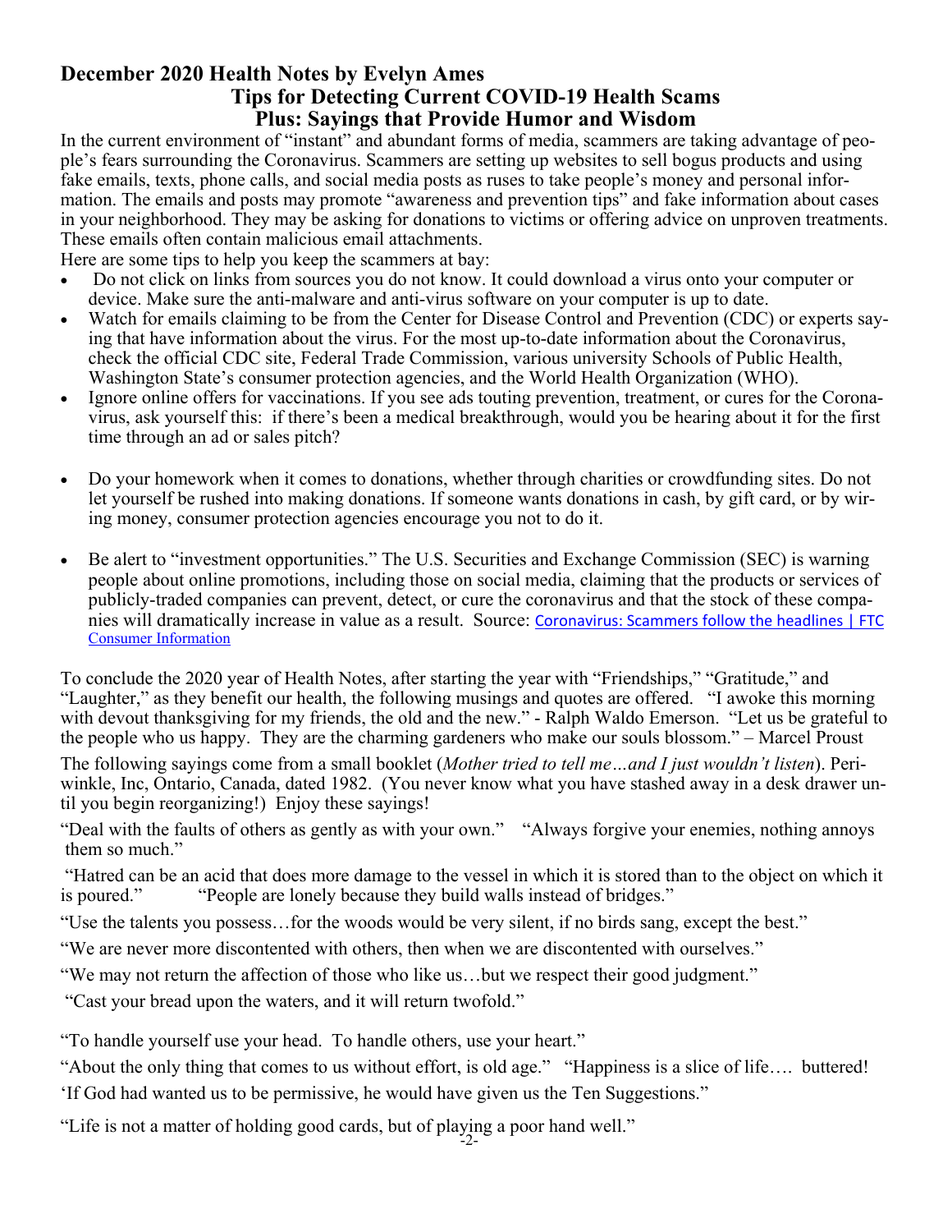## December 2020 Health Notes by Evelyn Ames

### Tips for Detecting Current COVID-19 Health Scams
### Plus: Sayings that Provide Humor and Wisdom

In the current environment of "instant" and abundant forms of media, scammers are taking advantage of people's fears surrounding the Coronavirus. Scammers are setting up websites to sell bogus products and using fake emails, texts, phone calls, and social media posts as ruses to take people's money and personal information. The emails and posts may promote "awareness and prevention tips" and fake information about cases in your neighborhood. They may be asking for donations to victims or offering advice on unproven treatments. These emails often contain malicious email attachments.

Here are some tips to help you keep the scammers at bay:

- Do not click on links from sources you do not know. It could download a virus onto your computer or device. Make sure the anti-malware and anti-virus software on your computer is up to date.
- Watch for emails claiming to be from the Center for Disease Control and Prevention (CDC) or experts saying that have information about the virus. For the most up-to-date information about the Coronavirus, check the official CDC site, Federal Trade Commission, various university Schools of Public Health, Washington State's consumer protection agencies, and the World Health Organization (WHO).
- Ignore online offers for vaccinations. If you see ads touting prevention, treatment, or cures for the Coronavirus, ask yourself this: if there's been a medical breakthrough, would you be hearing about it for the first time through an ad or sales pitch?
- Do your homework when it comes to donations, whether through charities or crowdfunding sites. Do not let yourself be rushed into making donations. If someone wants donations in cash, by gift card, or by wiring money, consumer protection agencies encourage you not to do it.
- Be alert to "investment opportunities." The U.S. Securities and Exchange Commission (SEC) is warning people about online promotions, including those on social media, claiming that the products or services of publicly-traded companies can prevent, detect, or cure the coronavirus and that the stock of these companies will dramatically increase in value as a result. Source: Coronavirus: Scammers follow the headlines | FTC Consumer Information

To conclude the 2020 year of Health Notes, after starting the year with "Friendships," "Gratitude," and "Laughter," as they benefit our health, the following musings and quotes are offered. "I awoke this morning with devout thanksgiving for my friends, the old and the new." - Ralph Waldo Emerson. "Let us be grateful to the people who us happy. They are the charming gardeners who make our souls blossom." – Marcel Proust

The following sayings come from a small booklet (*Mother tried to tell me…and I just wouldn't listen*). Periwinkle, Inc, Ontario, Canada, dated 1982. (You never know what you have stashed away in a desk drawer until you begin reorganizing!) Enjoy these sayings!

"Deal with the faults of others as gently as with your own." "Always forgive your enemies, nothing annoys them so much."

"Hatred can be an acid that does more damage to the vessel in which it is stored than to the object on which it is poured." "People are lonely because they build walls instead of bridges."

"Use the talents you possess…for the woods would be very silent, if no birds sang, except the best."

"We are never more discontented with others, then when we are discontented with ourselves."

"We may not return the affection of those who like us…but we respect their good judgment."

"Cast your bread upon the waters, and it will return twofold."

"To handle yourself use your head. To handle others, use your heart."

"About the only thing that comes to us without effort, is old age." "Happiness is a slice of life…. buttered!

'If God had wanted us to be permissive, he would have given us the Ten Suggestions."

"Life is not a matter of holding good cards, but of playing a poor hand well."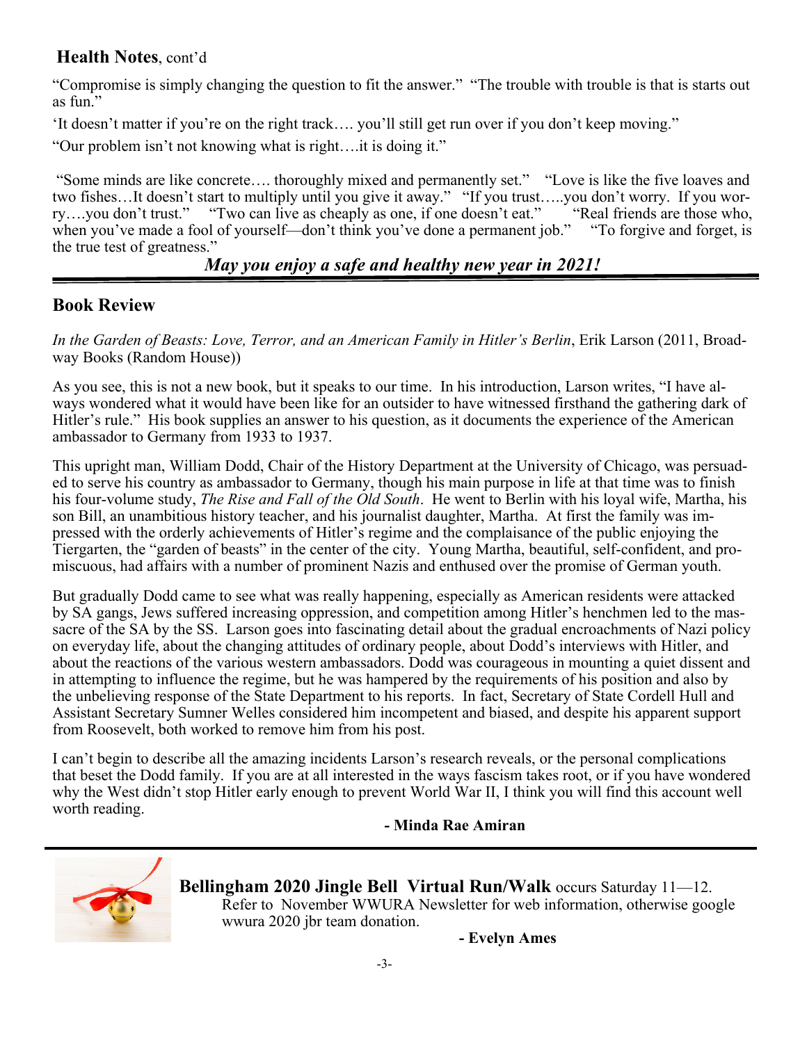## Health Notes, cont'd

"Compromise is simply changing the question to fit the answer." "The trouble with trouble is that is starts out as fun."

'It doesn't matter if you're on the right track…. you'll still get run over if you don't keep moving."

"Our problem isn't not knowing what is right….it is doing it."

"Some minds are like concrete…. thoroughly mixed and permanently set." "Love is like the five loaves and two fishes…It doesn't start to multiply until you give it away." "If you trust…..you don't worry. If you worry….you don't trust." "Two can live as cheaply as one, if one doesn't eat." "Real friends are those who, when you've made a fool of yourself—don't think you've done a permanent job." "To forgive and forget, is the true test of greatness."

***May you enjoy a safe and healthy new year in 2021!***

---

## Book Review

*In the Garden of Beasts: Love, Terror, and an American Family in Hitler's Berlin*, Erik Larson (2011, Broadway Books (Random House))

As you see, this is not a new book, but it speaks to our time. In his introduction, Larson writes, "I have always wondered what it would have been like for an outsider to have witnessed firsthand the gathering dark of Hitler's rule." His book supplies an answer to his question, as it documents the experience of the American ambassador to Germany from 1933 to 1937.

This upright man, William Dodd, Chair of the History Department at the University of Chicago, was persuaded to serve his country as ambassador to Germany, though his main purpose in life at that time was to finish his four-volume study, *The Rise and Fall of the Old South*. He went to Berlin with his loyal wife, Martha, his son Bill, an unambitious history teacher, and his journalist daughter, Martha. At first the family was impressed with the orderly achievements of Hitler's regime and the complaisance of the public enjoying the Tiergarten, the "garden of beasts" in the center of the city. Young Martha, beautiful, self-confident, and promiscuous, had affairs with a number of prominent Nazis and enthused over the promise of German youth.

But gradually Dodd came to see what was really happening, especially as American residents were attacked by SA gangs, Jews suffered increasing oppression, and competition among Hitler's henchmen led to the massacre of the SA by the SS. Larson goes into fascinating detail about the gradual encroachments of Nazi policy on everyday life, about the changing attitudes of ordinary people, about Dodd's interviews with Hitler, and about the reactions of the various western ambassadors. Dodd was courageous in mounting a quiet dissent and in attempting to influence the regime, but he was hampered by the requirements of his position and also by the unbelieving response of the State Department to his reports. In fact, Secretary of State Cordell Hull and Assistant Secretary Sumner Welles considered him incompetent and biased, and despite his apparent support from Roosevelt, both worked to remove him from his post.

I can't begin to describe all the amazing incidents Larson's research reveals, or the personal complications that beset the Dodd family. If you are at all interested in the ways fascism takes root, or if you have wondered why the West didn't stop Hitler early enough to prevent World War II, I think you will find this account well worth reading.

**- Minda Rae Amiran**

---

**Bellingham 2020 Jingle Bell Virtual Run/Walk** occurs Saturday 11—12. Refer to November WWURA Newsletter for web information, otherwise google wwura 2020 jbr team donation.

**- Evelyn Ames**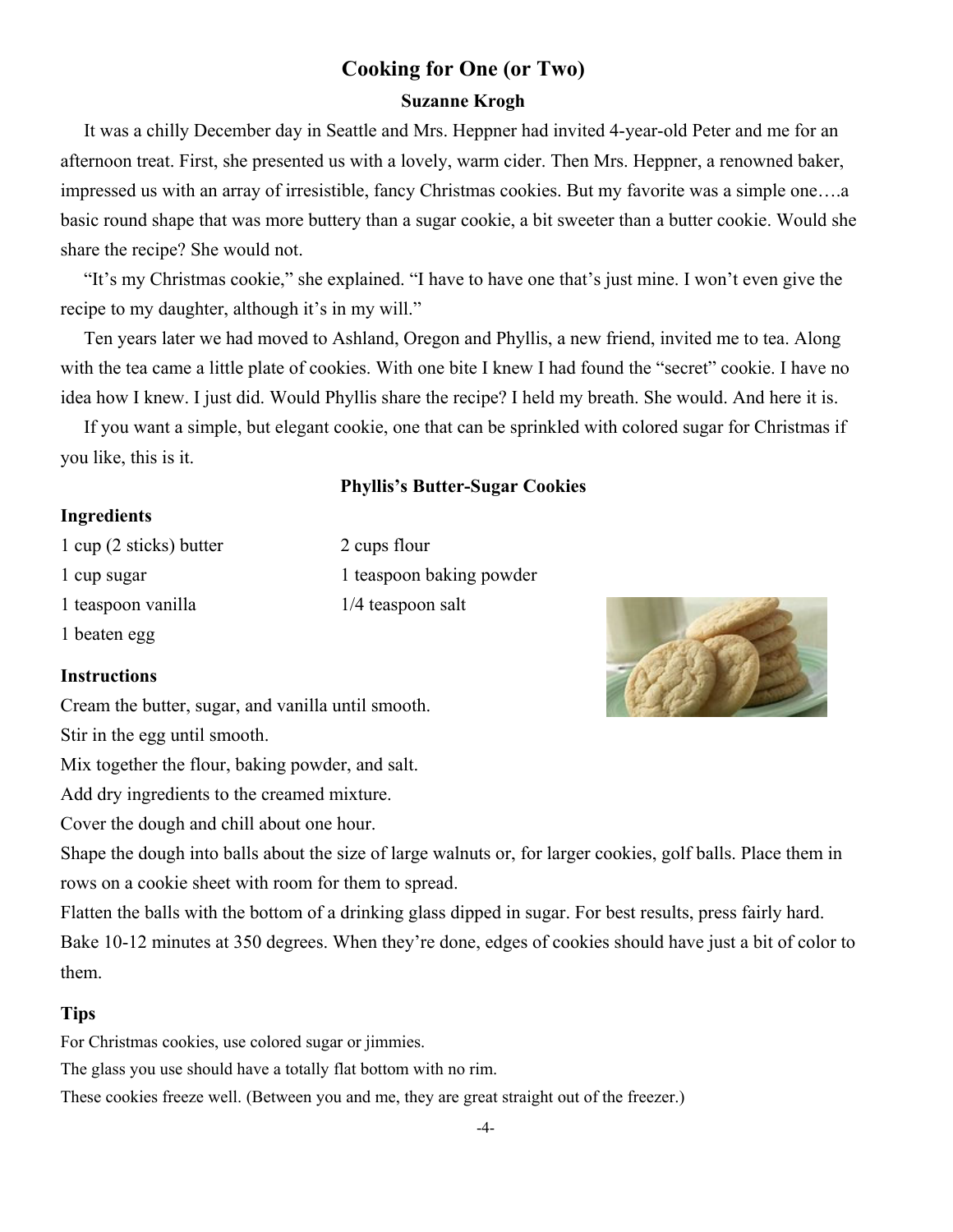# Cooking for One (or Two)

**Suzanne Krogh**

It was a chilly December day in Seattle and Mrs. Heppner had invited 4-year-old Peter and me for an afternoon treat. First, she presented us with a lovely, warm cider. Then Mrs. Heppner, a renowned baker, impressed us with an array of irresistible, fancy Christmas cookies. But my favorite was a simple one….a basic round shape that was more buttery than a sugar cookie, a bit sweeter than a butter cookie. Would she share the recipe? She would not.

"It's my Christmas cookie," she explained. "I have to have one that's just mine. I won't even give the recipe to my daughter, although it's in my will."

Ten years later we had moved to Ashland, Oregon and Phyllis, a new friend, invited me to tea. Along with the tea came a little plate of cookies. With one bite I knew I had found the "secret" cookie. I have no idea how I knew. I just did. Would Phyllis share the recipe? I held my breath. She would. And here it is.

If you want a simple, but elegant cookie, one that can be sprinkled with colored sugar for Christmas if you like, this is it.

## Phyllis's Butter-Sugar Cookies

### Ingredients

1 cup (2 sticks) butter
1 cup sugar
1 teaspoon vanilla
1 beaten egg
2 cups flour
1 teaspoon baking powder
1/4 teaspoon salt

### Instructions

Cream the butter, sugar, and vanilla until smooth.
Stir in the egg until smooth.
Mix together the flour, baking powder, and salt.
Add dry ingredients to the creamed mixture.
Cover the dough and chill about one hour.
Shape the dough into balls about the size of large walnuts or, for larger cookies, golf balls. Place them in rows on a cookie sheet with room for them to spread.
Flatten the balls with the bottom of a drinking glass dipped in sugar. For best results, press fairly hard.
Bake 10-12 minutes at 350 degrees. When they're done, edges of cookies should have just a bit of color to them.

### Tips

For Christmas cookies, use colored sugar or jimmies.
The glass you use should have a totally flat bottom with no rim.
These cookies freeze well. (Between you and me, they are great straight out of the freezer.)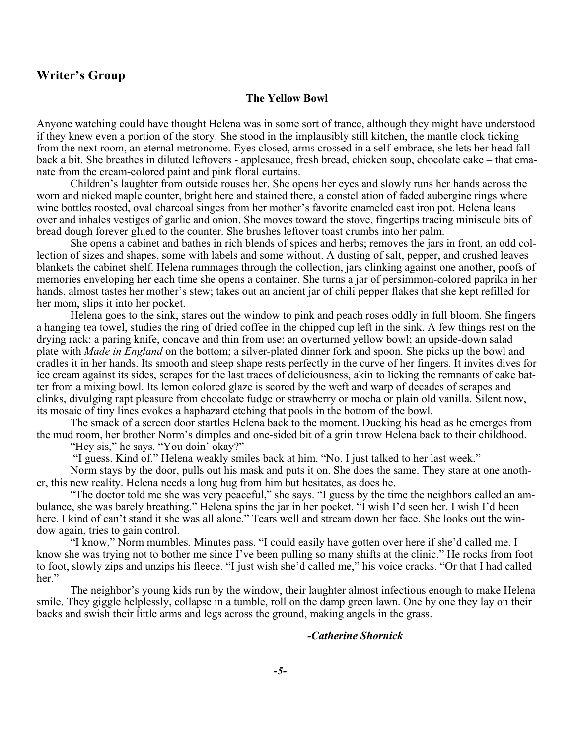## Writer's Group

### The Yellow Bowl

Anyone watching could have thought Helena was in some sort of trance, although they might have understood if they knew even a portion of the story. She stood in the implausibly still kitchen, the mantle clock ticking from the next room, an eternal metronome. Eyes closed, arms crossed in a self-embrace, she lets her head fall back a bit. She breathes in diluted leftovers - applesauce, fresh bread, chicken soup, chocolate cake – that emanate from the cream-colored paint and pink floral curtains.

Children's laughter from outside rouses her. She opens her eyes and slowly runs her hands across the worn and nicked maple counter, bright here and stained there, a constellation of faded aubergine rings where wine bottles roosted, oval charcoal singes from her mother's favorite enameled cast iron pot. Helena leans over and inhales vestiges of garlic and onion. She moves toward the stove, fingertips tracing miniscule bits of bread dough forever glued to the counter. She brushes leftover toast crumbs into her palm.

She opens a cabinet and bathes in rich blends of spices and herbs; removes the jars in front, an odd collection of sizes and shapes, some with labels and some without. A dusting of salt, pepper, and crushed leaves blankets the cabinet shelf. Helena rummages through the collection, jars clinking against one another, poofs of memories enveloping her each time she opens a container. She turns a jar of persimmon-colored paprika in her hands, almost tastes her mother's stew; takes out an ancient jar of chili pepper flakes that she kept refilled for her mom, slips it into her pocket.

Helena goes to the sink, stares out the window to pink and peach roses oddly in full bloom. She fingers a hanging tea towel, studies the ring of dried coffee in the chipped cup left in the sink. A few things rest on the drying rack: a paring knife, concave and thin from use; an overturned yellow bowl; an upside-down salad plate with *Made in England* on the bottom; a silver-plated dinner fork and spoon. She picks up the bowl and cradles it in her hands. Its smooth and steep shape rests perfectly in the curve of her fingers. It invites dives for ice cream against its sides, scrapes for the last traces of deliciousness, akin to licking the remnants of cake batter from a mixing bowl. Its lemon colored glaze is scored by the weft and warp of decades of scrapes and clinks, divulging rapt pleasure from chocolate fudge or strawberry or mocha or plain old vanilla. Silent now, its mosaic of tiny lines evokes a haphazard etching that pools in the bottom of the bowl.

The smack of a screen door startles Helena back to the moment. Ducking his head as he emerges from the mud room, her brother Norm's dimples and one-sided bit of a grin throw Helena back to their childhood.

"Hey sis," he says. "You doin' okay?"

"I guess. Kind of." Helena weakly smiles back at him. "No. I just talked to her last week."

Norm stays by the door, pulls out his mask and puts it on. She does the same. They stare at one another, this new reality. Helena needs a long hug from him but hesitates, as does he.

"The doctor told me she was very peaceful," she says. "I guess by the time the neighbors called an ambulance, she was barely breathing." Helena spins the jar in her pocket. "I wish I'd seen her. I wish I'd been here. I kind of can't stand it she was all alone." Tears well and stream down her face. She looks out the window again, tries to gain control.

"I know," Norm mumbles. Minutes pass. "I could easily have gotten over here if she'd called me. I know she was trying not to bother me since I've been pulling so many shifts at the clinic." He rocks from foot to foot, slowly zips and unzips his fleece. "I just wish she'd called me," his voice cracks. "Or that I had called her."

The neighbor's young kids run by the window, their laughter almost infectious enough to make Helena smile. They giggle helplessly, collapse in a tumble, roll on the damp green lawn. One by one they lay on their backs and swish their little arms and legs across the ground, making angels in the grass.

***-Catherine Shornick***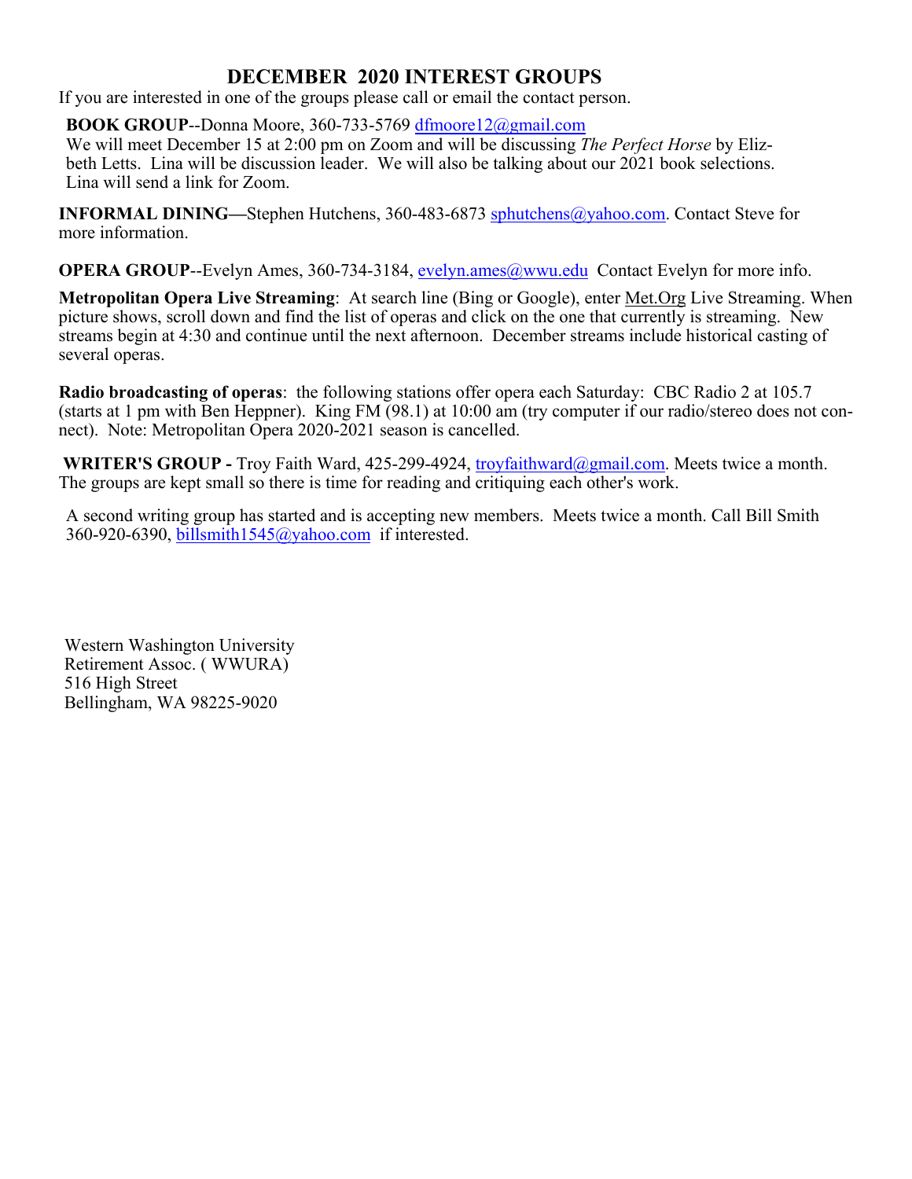# DECEMBER 2020 INTEREST GROUPS

If you are interested in one of the groups please call or email the contact person.

**BOOK GROUP**--Donna Moore, 360-733-5769 dfmoore12@gmail.com
We will meet December 15 at 2:00 pm on Zoom and will be discussing *The Perfect Horse* by Elizbeth Letts. Lina will be discussion leader. We will also be talking about our 2021 book selections. Lina will send a link for Zoom.

**INFORMAL DINING—**Stephen Hutchens, 360-483-6873 sphutchens@yahoo.com. Contact Steve for more information.

**OPERA GROUP**--Evelyn Ames, 360-734-3184, evelyn.ames@wwu.edu Contact Evelyn for more info.

**Metropolitan Opera Live Streaming**: At search line (Bing or Google), enter Met.Org Live Streaming. When picture shows, scroll down and find the list of operas and click on the one that currently is streaming. New streams begin at 4:30 and continue until the next afternoon. December streams include historical casting of several operas.

**Radio broadcasting of operas**: the following stations offer opera each Saturday: CBC Radio 2 at 105.7 (starts at 1 pm with Ben Heppner). King FM (98.1) at 10:00 am (try computer if our radio/stereo does not connect). Note: Metropolitan Opera 2020-2021 season is cancelled.

**WRITER'S GROUP -** Troy Faith Ward, 425-299-4924, troyfaithward@gmail.com. Meets twice a month. The groups are kept small so there is time for reading and critiquing each other's work.

A second writing group has started and is accepting new members. Meets twice a month. Call Bill Smith 360-920-6390, billsmith1545@yahoo.com if interested.

Western Washington University
Retirement Assoc. ( WWURA)
516 High Street
Bellingham, WA 98225-9020